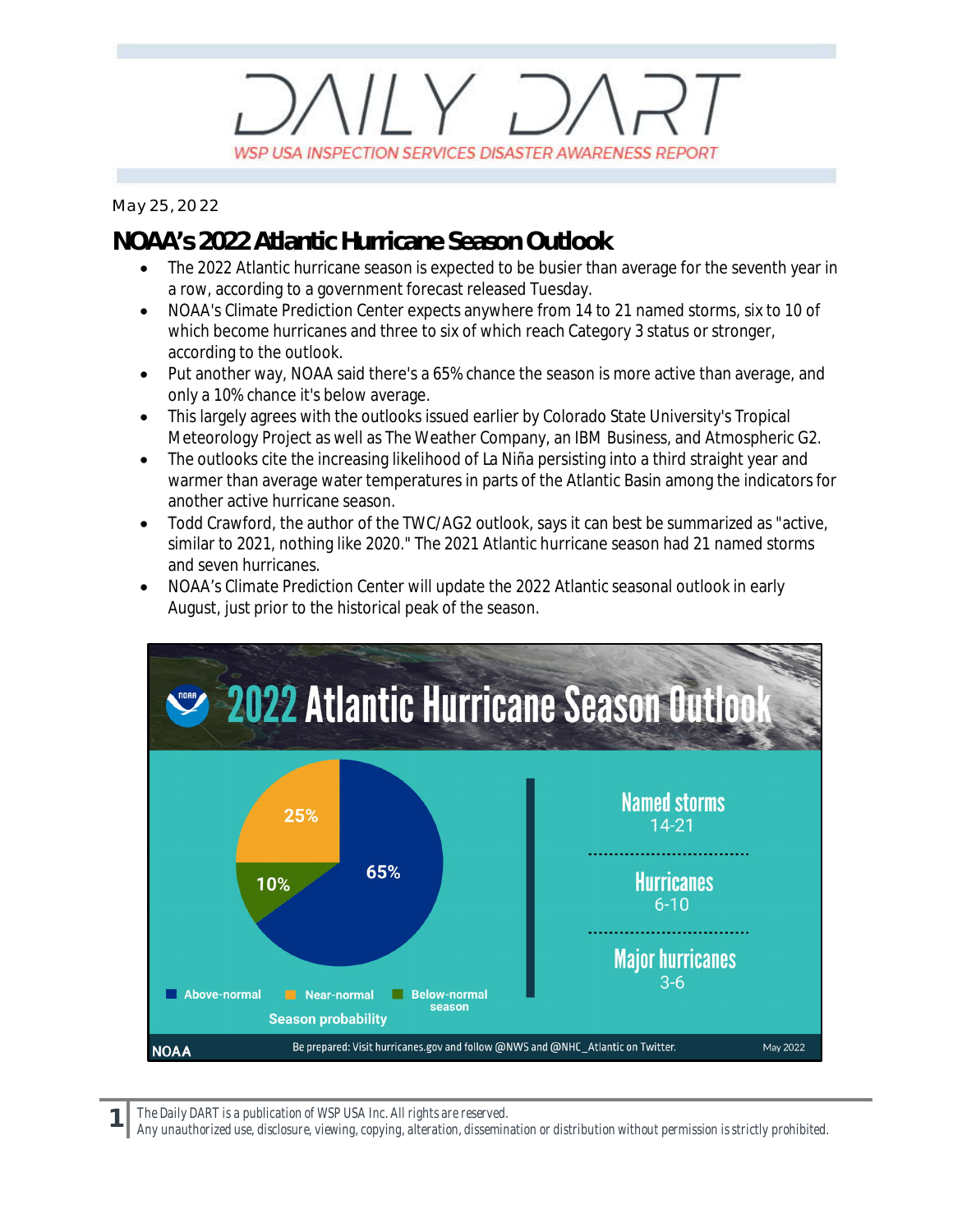# DAILY DART

WSP USA INSPECTION SERVICES DISASTER AWARENESS REPORT

May 25, 2022

## NOAA's 2022 Atlantic Hurricane Season Outlook

- The 2022 Atlantic hurricane season is expected to be busier than average for the seventh year in a row, according to a government forecast released Tuesday.
- NOAA's Climate Prediction Center expects anywhere from 14 to 21 named storms, six to 10 of which become hurricanes and three to six of which reach Category 3 status or stronger, according to the outlook.
- Put another way, NOAA said there's a 65% chance the season is more active than average, and only a 10% chance it's below average.
- This largely agrees with the outlooks issued earlier by Colorado State University's Tropical Meteorology Project as well as The Weather Company, an IBM Business, and Atmospheric G2.
- The outlooks cite the increasing likelihood of La Niña persisting into a third straight year and warmer than average water temperatures in parts of the Atlantic Basin among the indicators for another active hurricane season.
- Todd Crawford, the author of the TWC/AG2 outlook, says it can best be summarized as "active, similar to 2021, nothing like 2020." The 2021 Atlantic hurricane season had 21 named storms and seven hurricanes.
- NOAA's Climate Prediction Center will update the 2022 Atlantic seasonal outlook in early August, just prior to the historical peak of the season.

**2022 Atlantic Hurricane Season Outlook**

Season probability: Above-normal 65%, Near-normal 25%, Below-normal season 10%

Named storms: 14-21

Hurricanes: 6-10

Major hurricanes: 3-6

NOAA — Be prepared: Visit hurricanes.gov and follow @NWS and @NHC_Atlantic on Twitter. — May 2022

*The Daily DART is a publication of WSP USA Inc. All rights are reserved.*
*Any unauthorized use, disclosure, viewing, copying, alteration, dissemination or distribution without permission is strictly prohibited.*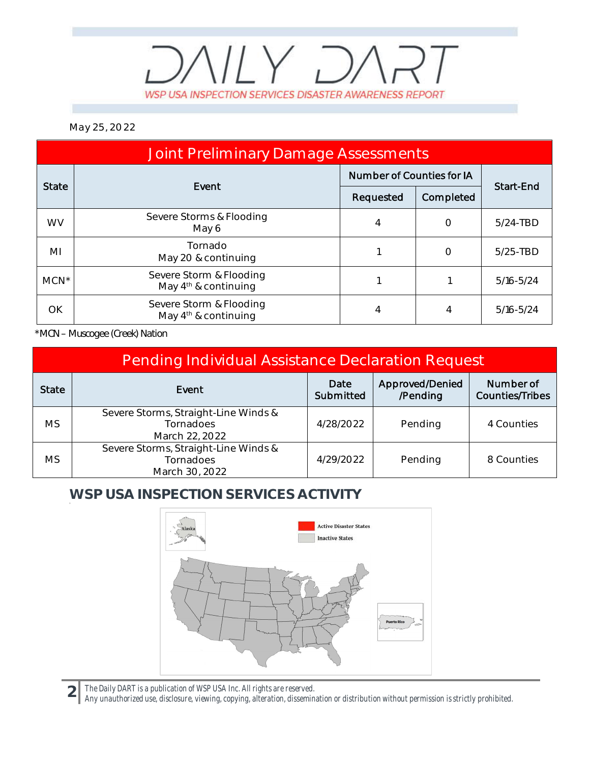# DAILY DART

WSP USA INSPECTION SERVICES DISASTER AWARENESS REPORT

May 25, 2022

## Joint Preliminary Damage Assessments

| State | Event | Number of Counties for IA | | Start-End |
|---|---|---|---|---|
| | | Requested | Completed | |
| WV | Severe Storms & Flooding May 6 | 4 | 0 | 5/24-TBD |
| MI | Tornado May 20 & continuing | 1 | 0 | 5/25-TBD |
| MCN* | Severe Storm & Flooding May 4th & continuing | 1 | 1 | 5/16-5/24 |
| OK | Severe Storm & Flooding May 4th & continuing | 4 | 4 | 5/16-5/24 |

*MCN – Muscogee (Creek) Nation

## Pending Individual Assistance Declaration Request

| State | Event | Date Submitted | Approved/Denied /Pending | Number of Counties/Tribes |
|---|---|---|---|---|
| MS | Severe Storms, Straight-Line Winds & Tornadoes March 22, 2022 | 4/28/2022 | Pending | 4 Counties |
| MS | Severe Storms, Straight-Line Winds & Tornadoes March 30, 2022 | 4/29/2022 | Pending | 8 Counties |

## WSP USA INSPECTION SERVICES ACTIVITY

Alaska

Active Disaster States

Inactive States

Puerto Rico

*The Daily DART is a publication of WSP USA Inc. All rights are reserved.*
*Any unauthorized use, disclosure, viewing, copying, alteration, dissemination or distribution without permission is strictly prohibited.*